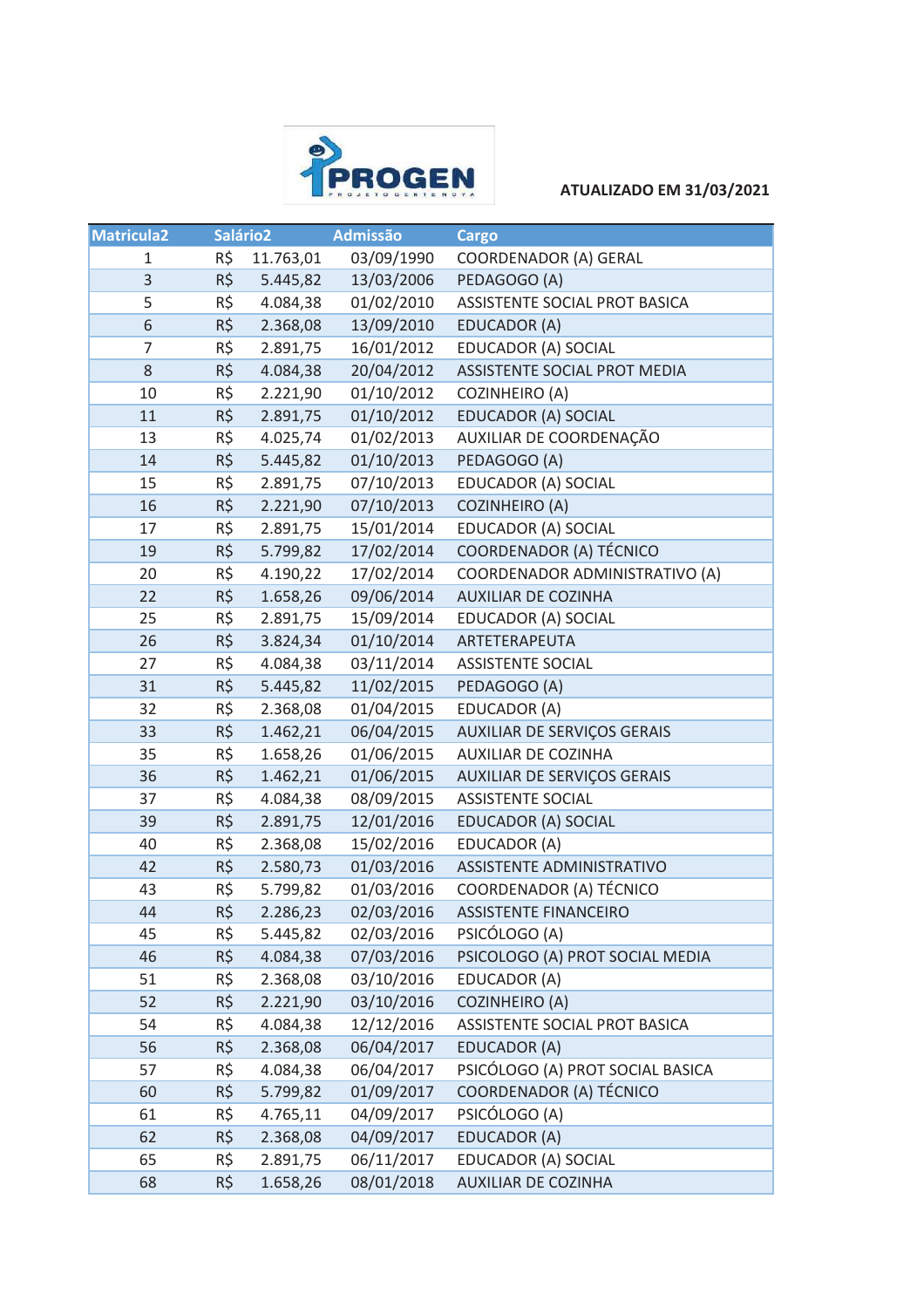PROGEN

PROJETO GERTENOVA

**ATUALIZADO EM 31/03/2021**

| Matricula2 | Salário2 | Admissão | Cargo |
|---|---|---|---|
| 1 | R$ 11.763,01 | 03/09/1990 | COORDENADOR (A) GERAL |
| 3 | R$ 5.445,82 | 13/03/2006 | PEDAGOGO (A) |
| 5 | R$ 4.084,38 | 01/02/2010 | ASSISTENTE SOCIAL PROT BASICA |
| 6 | R$ 2.368,08 | 13/09/2010 | EDUCADOR (A) |
| 7 | R$ 2.891,75 | 16/01/2012 | EDUCADOR (A) SOCIAL |
| 8 | R$ 4.084,38 | 20/04/2012 | ASSISTENTE SOCIAL PROT MEDIA |
| 10 | R$ 2.221,90 | 01/10/2012 | COZINHEIRO (A) |
| 11 | R$ 2.891,75 | 01/10/2012 | EDUCADOR (A) SOCIAL |
| 13 | R$ 4.025,74 | 01/02/2013 | AUXILIAR DE COORDENAÇÃO |
| 14 | R$ 5.445,82 | 01/10/2013 | PEDAGOGO (A) |
| 15 | R$ 2.891,75 | 07/10/2013 | EDUCADOR (A) SOCIAL |
| 16 | R$ 2.221,90 | 07/10/2013 | COZINHEIRO (A) |
| 17 | R$ 2.891,75 | 15/01/2014 | EDUCADOR (A) SOCIAL |
| 19 | R$ 5.799,82 | 17/02/2014 | COORDENADOR (A) TÉCNICO |
| 20 | R$ 4.190,22 | 17/02/2014 | COORDENADOR ADMINISTRATIVO (A) |
| 22 | R$ 1.658,26 | 09/06/2014 | AUXILIAR DE COZINHA |
| 25 | R$ 2.891,75 | 15/09/2014 | EDUCADOR (A) SOCIAL |
| 26 | R$ 3.824,34 | 01/10/2014 | ARTETERAPEUTA |
| 27 | R$ 4.084,38 | 03/11/2014 | ASSISTENTE SOCIAL |
| 31 | R$ 5.445,82 | 11/02/2015 | PEDAGOGO (A) |
| 32 | R$ 2.368,08 | 01/04/2015 | EDUCADOR (A) |
| 33 | R$ 1.462,21 | 06/04/2015 | AUXILIAR DE SERVIÇOS GERAIS |
| 35 | R$ 1.658,26 | 01/06/2015 | AUXILIAR DE COZINHA |
| 36 | R$ 1.462,21 | 01/06/2015 | AUXILIAR DE SERVIÇOS GERAIS |
| 37 | R$ 4.084,38 | 08/09/2015 | ASSISTENTE SOCIAL |
| 39 | R$ 2.891,75 | 12/01/2016 | EDUCADOR (A) SOCIAL |
| 40 | R$ 2.368,08 | 15/02/2016 | EDUCADOR (A) |
| 42 | R$ 2.580,73 | 01/03/2016 | ASSISTENTE ADMINISTRATIVO |
| 43 | R$ 5.799,82 | 01/03/2016 | COORDENADOR (A) TÉCNICO |
| 44 | R$ 2.286,23 | 02/03/2016 | ASSISTENTE FINANCEIRO |
| 45 | R$ 5.445,82 | 02/03/2016 | PSICÓLOGO (A) |
| 46 | R$ 4.084,38 | 07/03/2016 | PSICOLOGO (A) PROT SOCIAL MEDIA |
| 51 | R$ 2.368,08 | 03/10/2016 | EDUCADOR (A) |
| 52 | R$ 2.221,90 | 03/10/2016 | COZINHEIRO (A) |
| 54 | R$ 4.084,38 | 12/12/2016 | ASSISTENTE SOCIAL PROT BASICA |
| 56 | R$ 2.368,08 | 06/04/2017 | EDUCADOR (A) |
| 57 | R$ 4.084,38 | 06/04/2017 | PSICÓLOGO (A) PROT SOCIAL BASICA |
| 60 | R$ 5.799,82 | 01/09/2017 | COORDENADOR (A) TÉCNICO |
| 61 | R$ 4.765,11 | 04/09/2017 | PSICÓLOGO (A) |
| 62 | R$ 2.368,08 | 04/09/2017 | EDUCADOR (A) |
| 65 | R$ 2.891,75 | 06/11/2017 | EDUCADOR (A) SOCIAL |
| 68 | R$ 1.658,26 | 08/01/2018 | AUXILIAR DE COZINHA |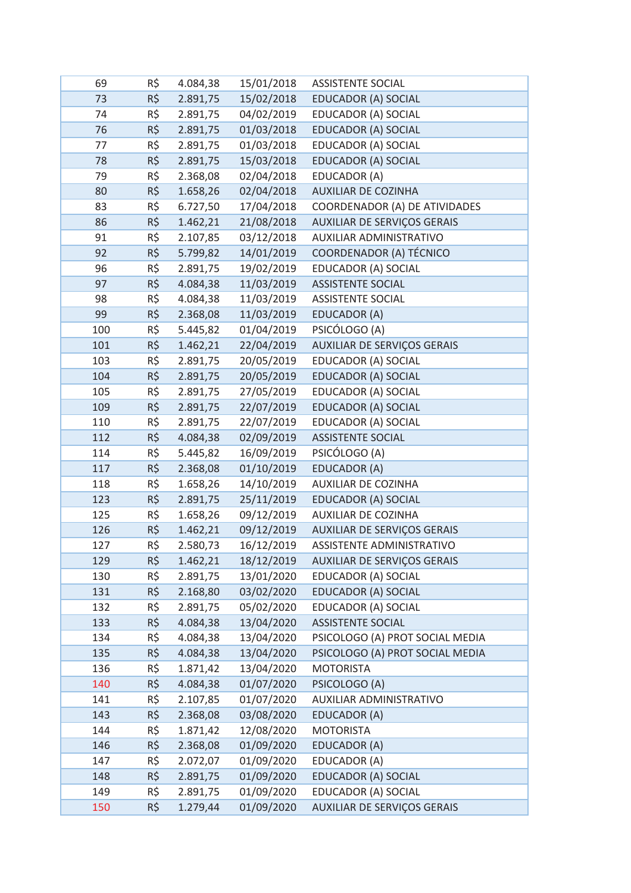| | | | | |
|---|---|---|---|---|
| 69 | R$ | 4.084,38 | 15/01/2018 | ASSISTENTE SOCIAL |
| 73 | R$ | 2.891,75 | 15/02/2018 | EDUCADOR (A) SOCIAL |
| 74 | R$ | 2.891,75 | 04/02/2019 | EDUCADOR (A) SOCIAL |
| 76 | R$ | 2.891,75 | 01/03/2018 | EDUCADOR (A) SOCIAL |
| 77 | R$ | 2.891,75 | 01/03/2018 | EDUCADOR (A) SOCIAL |
| 78 | R$ | 2.891,75 | 15/03/2018 | EDUCADOR (A) SOCIAL |
| 79 | R$ | 2.368,08 | 02/04/2018 | EDUCADOR (A) |
| 80 | R$ | 1.658,26 | 02/04/2018 | AUXILIAR DE COZINHA |
| 83 | R$ | 6.727,50 | 17/04/2018 | COORDENADOR (A) DE ATIVIDADES |
| 86 | R$ | 1.462,21 | 21/08/2018 | AUXILIAR DE SERVIÇOS GERAIS |
| 91 | R$ | 2.107,85 | 03/12/2018 | AUXILIAR ADMINISTRATIVO |
| 92 | R$ | 5.799,82 | 14/01/2019 | COORDENADOR (A) TÉCNICO |
| 96 | R$ | 2.891,75 | 19/02/2019 | EDUCADOR (A) SOCIAL |
| 97 | R$ | 4.084,38 | 11/03/2019 | ASSISTENTE SOCIAL |
| 98 | R$ | 4.084,38 | 11/03/2019 | ASSISTENTE SOCIAL |
| 99 | R$ | 2.368,08 | 11/03/2019 | EDUCADOR (A) |
| 100 | R$ | 5.445,82 | 01/04/2019 | PSICÓLOGO (A) |
| 101 | R$ | 1.462,21 | 22/04/2019 | AUXILIAR DE SERVIÇOS GERAIS |
| 103 | R$ | 2.891,75 | 20/05/2019 | EDUCADOR (A) SOCIAL |
| 104 | R$ | 2.891,75 | 20/05/2019 | EDUCADOR (A) SOCIAL |
| 105 | R$ | 2.891,75 | 27/05/2019 | EDUCADOR (A) SOCIAL |
| 109 | R$ | 2.891,75 | 22/07/2019 | EDUCADOR (A) SOCIAL |
| 110 | R$ | 2.891,75 | 22/07/2019 | EDUCADOR (A) SOCIAL |
| 112 | R$ | 4.084,38 | 02/09/2019 | ASSISTENTE SOCIAL |
| 114 | R$ | 5.445,82 | 16/09/2019 | PSICÓLOGO (A) |
| 117 | R$ | 2.368,08 | 01/10/2019 | EDUCADOR (A) |
| 118 | R$ | 1.658,26 | 14/10/2019 | AUXILIAR DE COZINHA |
| 123 | R$ | 2.891,75 | 25/11/2019 | EDUCADOR (A) SOCIAL |
| 125 | R$ | 1.658,26 | 09/12/2019 | AUXILIAR DE COZINHA |
| 126 | R$ | 1.462,21 | 09/12/2019 | AUXILIAR DE SERVIÇOS GERAIS |
| 127 | R$ | 2.580,73 | 16/12/2019 | ASSISTENTE ADMINISTRATIVO |
| 129 | R$ | 1.462,21 | 18/12/2019 | AUXILIAR DE SERVIÇOS GERAIS |
| 130 | R$ | 2.891,75 | 13/01/2020 | EDUCADOR (A) SOCIAL |
| 131 | R$ | 2.168,80 | 03/02/2020 | EDUCADOR (A) SOCIAL |
| 132 | R$ | 2.891,75 | 05/02/2020 | EDUCADOR (A) SOCIAL |
| 133 | R$ | 4.084,38 | 13/04/2020 | ASSISTENTE SOCIAL |
| 134 | R$ | 4.084,38 | 13/04/2020 | PSICOLOGO (A) PROT SOCIAL MEDIA |
| 135 | R$ | 4.084,38 | 13/04/2020 | PSICOLOGO (A) PROT SOCIAL MEDIA |
| 136 | R$ | 1.871,42 | 13/04/2020 | MOTORISTA |
| 140 | R$ | 4.084,38 | 01/07/2020 | PSICOLOGO (A) |
| 141 | R$ | 2.107,85 | 01/07/2020 | AUXILIAR ADMINISTRATIVO |
| 143 | R$ | 2.368,08 | 03/08/2020 | EDUCADOR (A) |
| 144 | R$ | 1.871,42 | 12/08/2020 | MOTORISTA |
| 146 | R$ | 2.368,08 | 01/09/2020 | EDUCADOR (A) |
| 147 | R$ | 2.072,07 | 01/09/2020 | EDUCADOR (A) |
| 148 | R$ | 2.891,75 | 01/09/2020 | EDUCADOR (A) SOCIAL |
| 149 | R$ | 2.891,75 | 01/09/2020 | EDUCADOR (A) SOCIAL |
| 150 | R$ | 1.279,44 | 01/09/2020 | AUXILIAR DE SERVIÇOS GERAIS |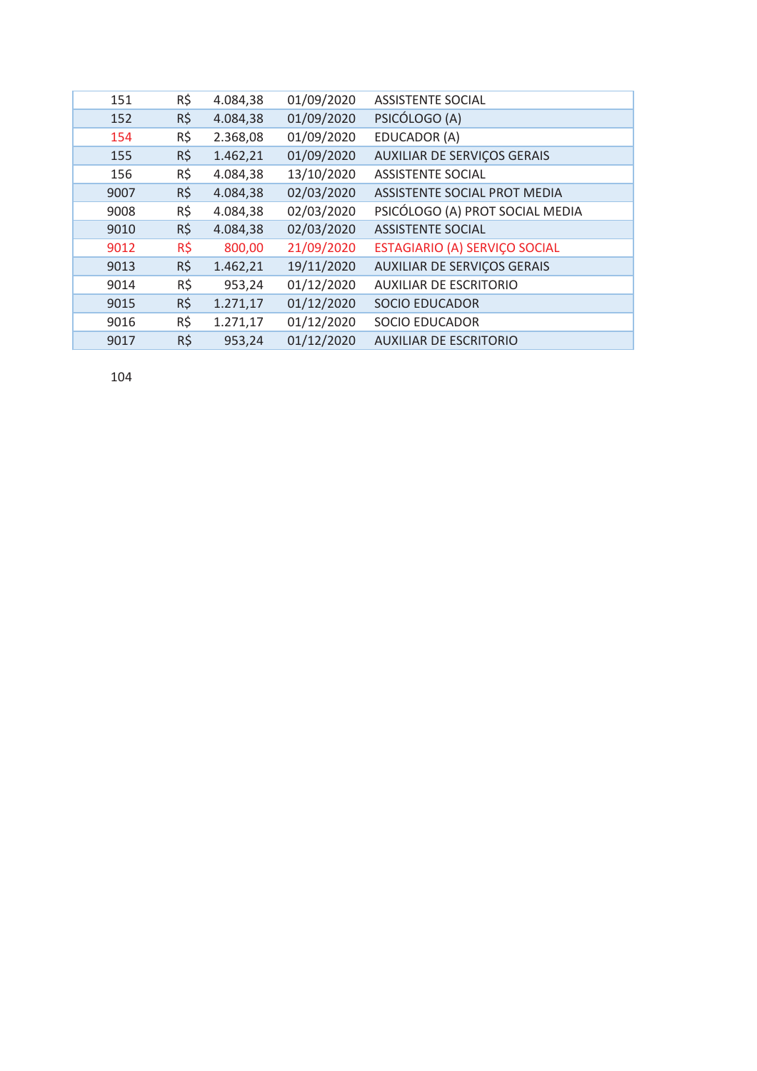| | | | | |
|---|---|---|---|---|
| 151 | R$ | 4.084,38 | 01/09/2020 | ASSISTENTE SOCIAL |
| 152 | R$ | 4.084,38 | 01/09/2020 | PSICÓLOGO (A) |
| 154 | R$ | 2.368,08 | 01/09/2020 | EDUCADOR (A) |
| 155 | R$ | 1.462,21 | 01/09/2020 | AUXILIAR DE SERVIÇOS GERAIS |
| 156 | R$ | 4.084,38 | 13/10/2020 | ASSISTENTE SOCIAL |
| 9007 | R$ | 4.084,38 | 02/03/2020 | ASSISTENTE SOCIAL PROT MEDIA |
| 9008 | R$ | 4.084,38 | 02/03/2020 | PSICÓLOGO (A) PROT SOCIAL MEDIA |
| 9010 | R$ | 4.084,38 | 02/03/2020 | ASSISTENTE SOCIAL |
| 9012 | R$ | 800,00 | 21/09/2020 | ESTAGIARIO (A) SERVIÇO SOCIAL |
| 9013 | R$ | 1.462,21 | 19/11/2020 | AUXILIAR DE SERVIÇOS GERAIS |
| 9014 | R$ | 953,24 | 01/12/2020 | AUXILIAR DE ESCRITORIO |
| 9015 | R$ | 1.271,17 | 01/12/2020 | SOCIO EDUCADOR |
| 9016 | R$ | 1.271,17 | 01/12/2020 | SOCIO EDUCADOR |
| 9017 | R$ | 953,24 | 01/12/2020 | AUXILIAR DE ESCRITORIO |

104